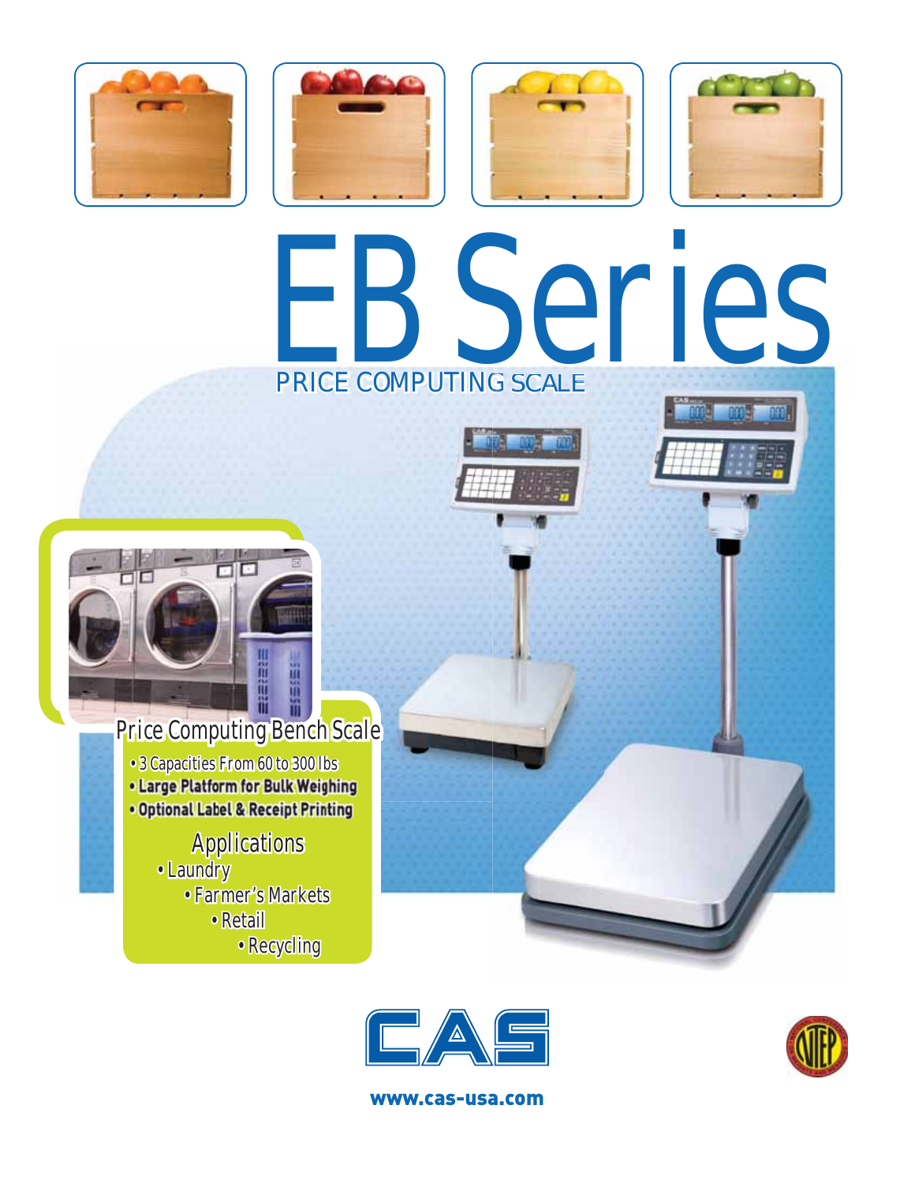# EB Series

## PRICE COMPUTING SCALE

### Price Computing Bench Scale

- 3 Capacities From 60 to 300 lbs
- **Large Platform for Bulk Weighing**
- **Optional Label & Receipt Printing**

### Applications

- Laundry
- Farmer's Markets
- Retail
- Recycling

CAS

www.cas-usa.com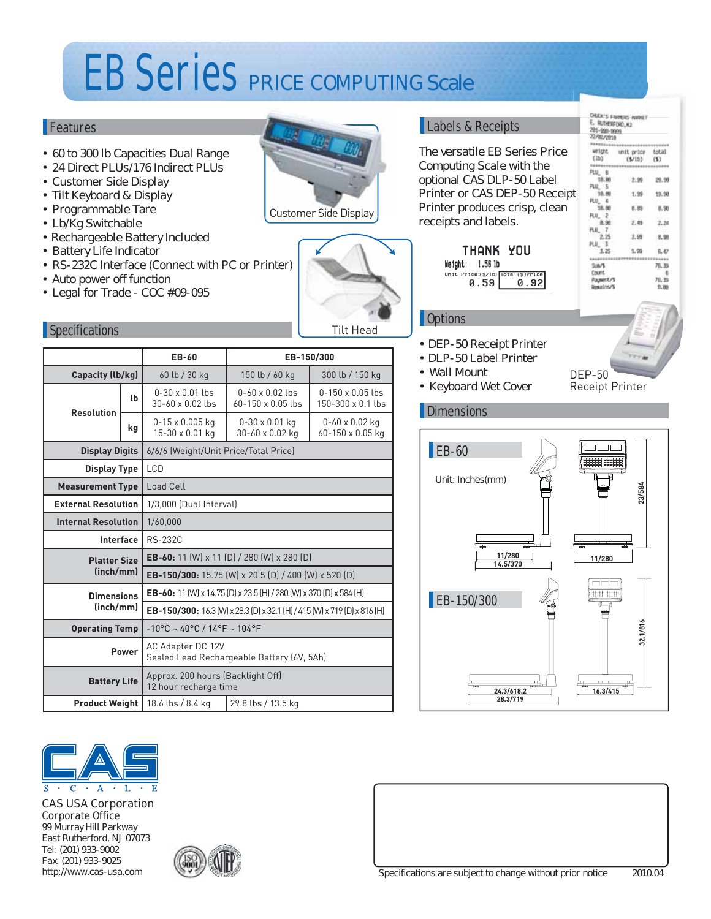# EB Series PRICE COMPUTING Scale

## Features

- 60 to 300 lb Capacities Dual Range
- 24 Direct PLUs/176 Indirect PLUs
- Customer Side Display
- Tilt Keyboard & Display
- Programmable Tare
- Lb/Kg Switchable
- Rechargeable Battery Included
- Battery Life Indicator
- RS-232C Interface (Connect with PC or Printer)
- Auto power off function
- Legal for Trade - COC #09-095

Customer Side Display

Tilt Head

## Specifications

| | | EB-60 | EB-150/300 | |
|---|---|---|---|---|
| Capacity (lb/kg) | | 60 lb / 30 kg | 150 lb / 60 kg | 300 lb / 150 kg |
| Resolution | lb | 0-30 x 0.01 lbs<br>30-60 x 0.02 lbs | 0-60 x 0.02 lbs<br>60-150 x 0.05 lbs | 0-150 x 0.05 lbs<br>150-300 x 0.1 lbs |
| | kg | 0-15 x 0.005 kg<br>15-30 x 0.01 kg | 0-30 x 0.01 kg<br>30-60 x 0.02 kg | 0-60 x 0.02 kg<br>60-150 x 0.05 kg |
| Display Digits | | 6/6/6 (Weight/Unit Price/Total Price) | | |
| Display Type | | LCD | | |
| Measurement Type | | Load Cell | | |
| External Resolution | | 1/3,000 (Dual Interval) | | |
| Internal Resolution | | 1/60,000 | | |
| Interface | | RS-232C | | |
| Platter Size (inch/mm) | | **EB-60:** 11 (W) x 11 (D) / 280 (W) x 280 (D) | | |
| | | **EB-150/300:** 15.75 (W) x 20.5 (D) / 400 (W) x 520 (D) | | |
| Dimensions (inch/mm) | | **EB-60:** 11 (W) x 14.75 (D) x 23.5 (H) / 280 (W) x 370 (D) x 584 (H) | | |
| | | **EB-150/300:** 16.3 (W) x 28.3 (D) x 32.1 (H) / 415 (W) x 719 (D) x 816 (H) | | |
| Operating Temp | | -10°C ~ 40°C / 14°F ~ 104°F | | |
| Power | | AC Adapter DC 12V<br>Sealed Lead Rechargeable Battery (6V, 5Ah) | | |
| Battery Life | | Approx. 200 hours (Backlight Off)<br>12 hour recharge time | | |
| Product Weight | | 18.6 lbs / 8.4 kg | 29.8 lbs / 13.5 kg | |

## Labels & Receipts

The versatile EB Series Price Computing Scale with the optional CAS DLP-50 Label Printer or CAS DEP-50 Receipt Printer produces crisp, clean receipts and labels.

## Options

- DEP-50 Receipt Printer
- DLP-50 Label Printer
- Wall Mount
- Keyboard Wet Cover

DEP-50 Receipt Printer

## Dimensions

### EB-60

Unit: Inches(mm)

11/280
14.5/370
11/280
23/584

### EB-150/300

24.3/618.2
28.3/719
16.3/415
32.1/816

CAS USA Corporation
Corporate Office
99 Murray Hill Parkway
East Rutherford, NJ 07073
Tel: (201) 933-9002
Fax: (201) 933-9025
http://www.cas-usa.com

Specifications are subject to change without prior notice 2010.04